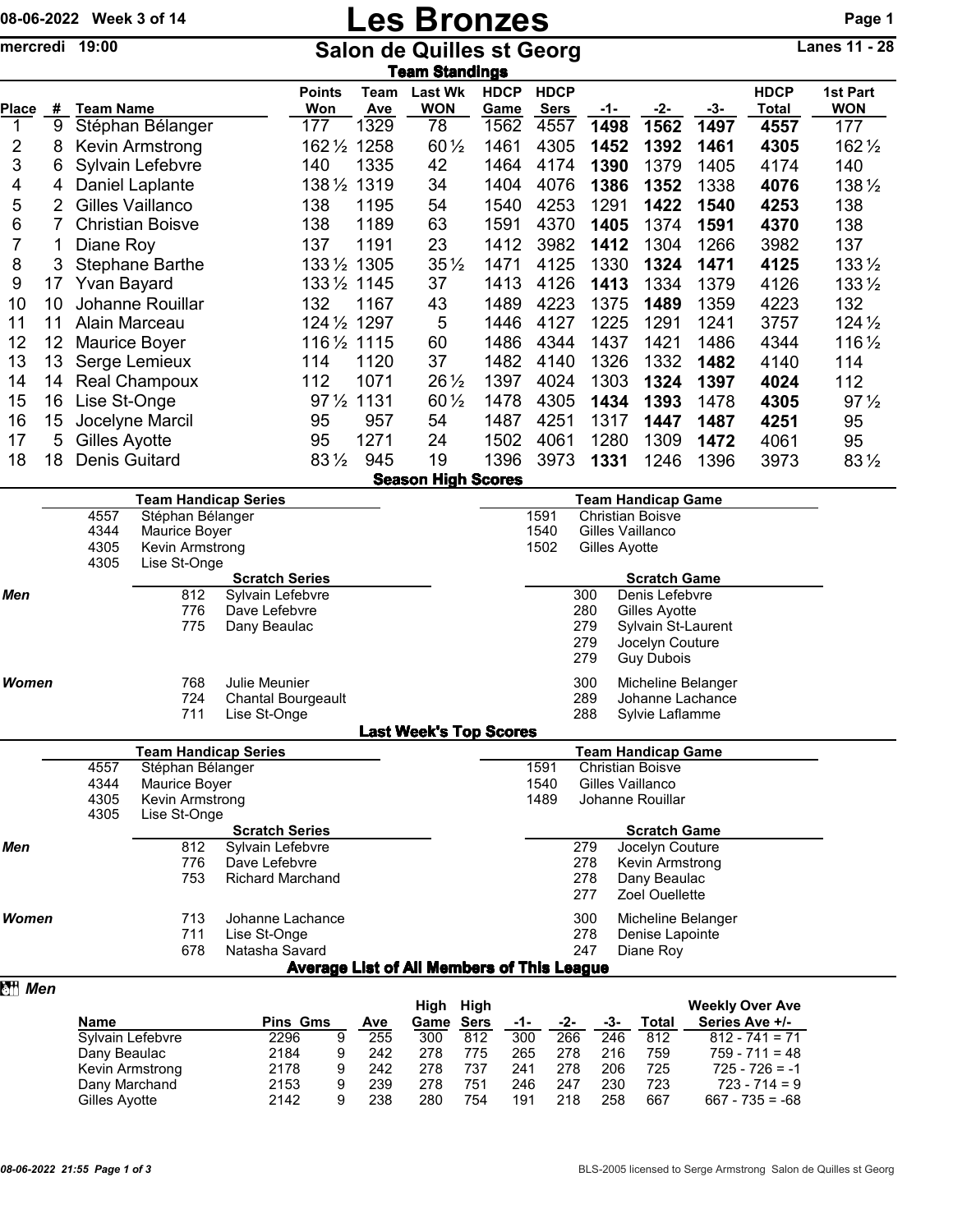# Les Bronzes

08-06-2022 Week 3 of 14

mercredi 19:00

## Salon de Quilles st Georg

Lanes 11 - 28

### Team Standings

| Place | # | Team Name | Points Won | Team Ave | Last Wk WON | HDCP Game | HDCP Sers | -1- | -2- | -3- | HDCP Total | 1st Part WON |
|---|---|---|---|---|---|---|---|---|---|---|---|---|
| 1 | 9 | Stéphan Bélanger | 177 | 1329 | 78 | 1562 | 4557 | **1498** | **1562** | **1497** | **4557** | 177 |
| 2 | 8 | Kevin Armstrong | 162 ½ | 1258 | 60 ½ | 1461 | 4305 | **1452** | **1392** | **1461** | **4305** | 162 ½ |
| 3 | 6 | Sylvain Lefebvre | 140 | 1335 | 42 | 1464 | 4174 | **1390** | 1379 | 1405 | 4174 | 140 |
| 4 | 4 | Daniel Laplante | 138 ½ | 1319 | 34 | 1404 | 4076 | **1386** | **1352** | 1338 | **4076** | 138 ½ |
| 5 | 2 | Gilles Vaillanco | 138 | 1195 | 54 | 1540 | 4253 | 1291 | **1422** | **1540** | **4253** | 138 |
| 6 | 7 | Christian Boisve | 138 | 1189 | 63 | 1591 | 4370 | **1405** | 1374 | **1591** | **4370** | 138 |
| 7 | 1 | Diane Roy | 137 | 1191 | 23 | 1412 | 3982 | **1412** | 1304 | 1266 | 3982 | 137 |
| 8 | 3 | Stephane Barthe | 133 ½ | 1305 | 35 ½ | 1471 | 4125 | 1330 | **1324** | **1471** | **4125** | 133 ½ |
| 9 | 17 | Yvan Bayard | 133 ½ | 1145 | 37 | 1413 | 4126 | **1413** | 1334 | 1379 | 4126 | 133 ½ |
| 10 | 10 | Johanne Rouillar | 132 | 1167 | 43 | 1489 | 4223 | 1375 | **1489** | 1359 | 4223 | 132 |
| 11 | 11 | Alain Marceau | 124 ½ | 1297 | 5 | 1446 | 4127 | 1225 | 1291 | 1241 | 3757 | 124 ½ |
| 12 | 12 | Maurice Boyer | 116 ½ | 1115 | 60 | 1486 | 4344 | 1437 | 1421 | 1486 | 4344 | 116 ½ |
| 13 | 13 | Serge Lemieux | 114 | 1120 | 37 | 1482 | 4140 | 1326 | 1332 | **1482** | 4140 | 114 |
| 14 | 14 | Real Champoux | 112 | 1071 | 26 ½ | 1397 | 4024 | 1303 | **1324** | **1397** | **4024** | 112 |
| 15 | 16 | Lise St-Onge | 97 ½ | 1131 | 60 ½ | 1478 | 4305 | **1434** | **1393** | 1478 | **4305** | 97 ½ |
| 16 | 15 | Jocelyne Marcil | 95 | 957 | 54 | 1487 | 4251 | 1317 | **1447** | **1487** | **4251** | 95 |
| 17 | 5 | Gilles Ayotte | 95 | 1271 | 24 | 1502 | 4061 | 1280 | 1309 | **1472** | 4061 | 95 |
| 18 | 18 | Denis Guitard | 83 ½ | 945 | 19 | 1396 | 3973 | **1331** | 1246 | 1396 | 3973 | 83 ½ |

### Season High Scores

**Team Handicap Series**

| | |
|---|---|
| 4557 | Stéphan Bélanger |
| 4344 | Maurice Boyer |
| 4305 | Kevin Armstrong |
| 4305 | Lise St-Onge |

**Team Handicap Game**

| | |
|---|---|
| 1591 | Christian Boisve |
| 1540 | Gilles Vaillanco |
| 1502 | Gilles Ayotte |

**Scratch Series**

| | | |
|---|---|---|
| *Men* | 812 | Sylvain Lefebvre |
| | 776 | Dave Lefebvre |
| | 775 | Dany Beaulac |
| *Women* | 768 | Julie Meunier |
| | 724 | Chantal Bourgeault |
| | 711 | Lise St-Onge |

**Scratch Game**

| | | |
|---|---|---|
| *Men* | 300 | Denis Lefebvre |
| | 280 | Gilles Ayotte |
| | 279 | Sylvain St-Laurent |
| | 279 | Jocelyn Couture |
| | 279 | Guy Dubois |
| *Women* | 300 | Micheline Belanger |
| | 289 | Johanne Lachance |
| | 288 | Sylvie Laflamme |

### Last Week's Top Scores

**Team Handicap Series**

| | |
|---|---|
| 4557 | Stéphan Bélanger |
| 4344 | Maurice Boyer |
| 4305 | Kevin Armstrong |
| 4305 | Lise St-Onge |

**Team Handicap Game**

| | |
|---|---|
| 1591 | Christian Boisve |
| 1540 | Gilles Vaillanco |
| 1489 | Johanne Rouillar |

**Scratch Series**

| | | |
|---|---|---|
| *Men* | 812 | Sylvain Lefebvre |
| | 776 | Dave Lefebvre |
| | 753 | Richard Marchand |
| *Women* | 713 | Johanne Lachance |
| | 711 | Lise St-Onge |
| | 678 | Natasha Savard |

**Scratch Game**

| | | |
|---|---|---|
| *Men* | 279 | Jocelyn Couture |
| | 278 | Kevin Armstrong |
| | 278 | Dany Beaulac |
| | 277 | Zoel Ouellette |
| *Women* | 300 | Micheline Belanger |
| | 278 | Denise Lapointe |
| | 247 | Diane Roy |

### Average List of All Members of This League

***Men***

| Name | Pins | Gms | Ave | High Game | High Sers | -1- | -2- | -3- | Total | Weekly Over Ave Series Ave +/- |
|---|---|---|---|---|---|---|---|---|---|---|
| Sylvain Lefebvre | 2296 | 9 | 255 | 300 | 812 | 300 | 266 | 246 | 812 | 812 - 741 = 71 |
| Dany Beaulac | 2184 | 9 | 242 | 278 | 775 | 265 | 278 | 216 | 759 | 759 - 711 = 48 |
| Kevin Armstrong | 2178 | 9 | 242 | 278 | 737 | 241 | 278 | 206 | 725 | 725 - 726 = -1 |
| Dany Marchand | 2153 | 9 | 239 | 278 | 751 | 246 | 247 | 230 | 723 | 723 - 714 = 9 |
| Gilles Ayotte | 2142 | 9 | 238 | 280 | 754 | 191 | 218 | 258 | 667 | 667 - 735 = -68 |

08-06-2022 21:55

BLS-2005 licensed to Serge Armstrong Salon de Quilles st Georg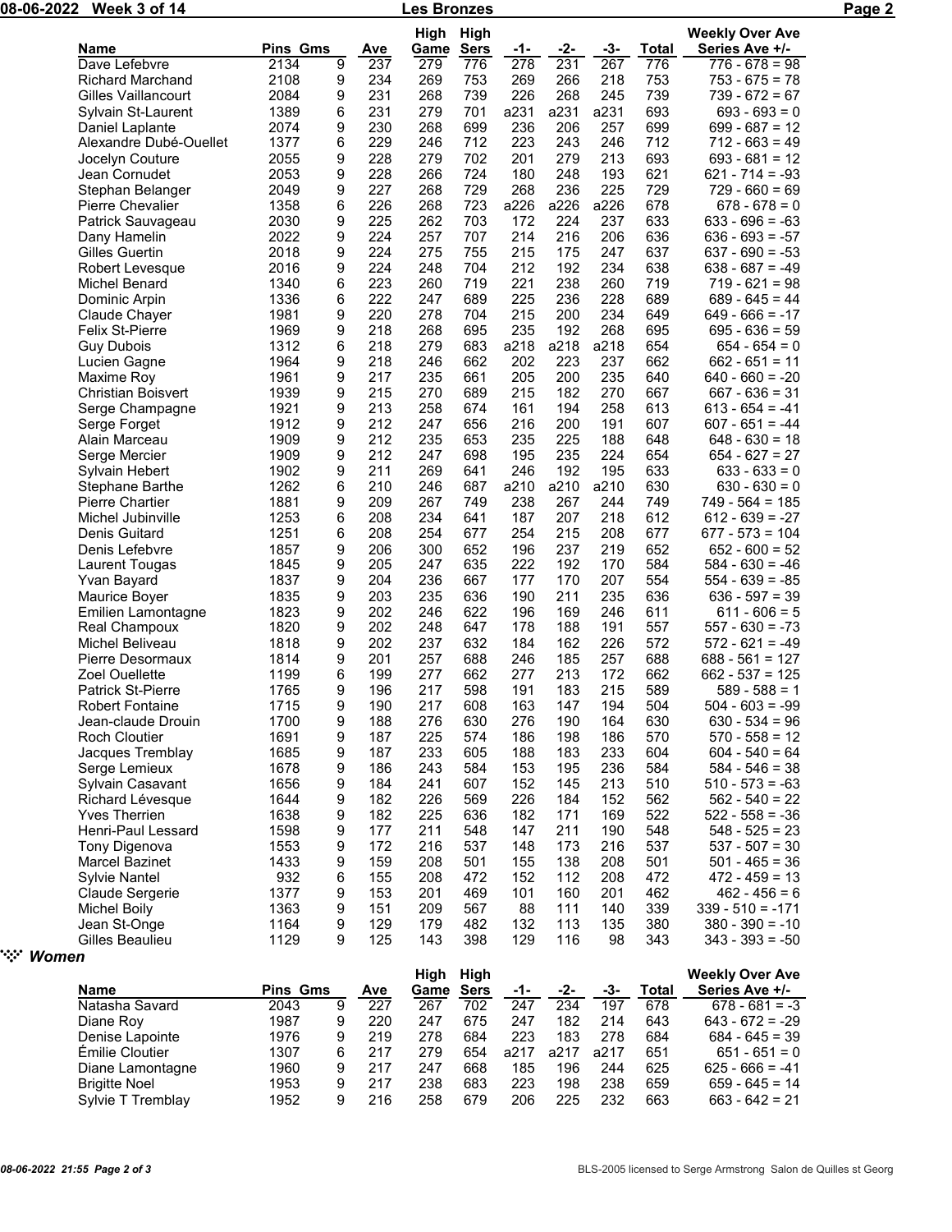| Name | Pins | Gms | Ave | High Game | High Sers | -1- | -2- | -3- | Total | Weekly Over Ave Series Ave +/- |
|---|---|---|---|---|---|---|---|---|---|---|
| Dave Lefebvre | 2134 | 9 | 237 | 279 | 776 | 278 | 231 | 267 | 776 | 776 - 678 = 98 |
| Richard Marchand | 2108 | 9 | 234 | 269 | 753 | 269 | 266 | 218 | 753 | 753 - 675 = 78 |
| Gilles Vaillancourt | 2084 | 9 | 231 | 268 | 739 | 226 | 268 | 245 | 739 | 739 - 672 = 67 |
| Sylvain St-Laurent | 1389 | 6 | 231 | 279 | 701 | a231 | a231 | a231 | 693 | 693 - 693 = 0 |
| Daniel Laplante | 2074 | 9 | 230 | 268 | 699 | 236 | 206 | 257 | 699 | 699 - 687 = 12 |
| Alexandre Dubé-Ouellet | 1377 | 6 | 229 | 246 | 712 | 223 | 243 | 246 | 712 | 712 - 663 = 49 |
| Jocelyn Couture | 2055 | 9 | 228 | 279 | 702 | 201 | 279 | 213 | 693 | 693 - 681 = 12 |
| Jean Cornudet | 2053 | 9 | 228 | 266 | 724 | 180 | 248 | 193 | 621 | 621 - 714 = -93 |
| Stephan Belanger | 2049 | 9 | 227 | 268 | 729 | 268 | 236 | 225 | 729 | 729 - 660 = 69 |
| Pierre Chevalier | 1358 | 6 | 226 | 268 | 723 | a226 | a226 | a226 | 678 | 678 - 678 = 0 |
| Patrick Sauvageau | 2030 | 9 | 225 | 262 | 703 | 172 | 224 | 237 | 633 | 633 - 696 = -63 |
| Dany Hamelin | 2022 | 9 | 224 | 257 | 707 | 214 | 216 | 206 | 636 | 636 - 693 = -57 |
| Gilles Guertin | 2018 | 9 | 224 | 275 | 755 | 215 | 175 | 247 | 637 | 637 - 690 = -53 |
| Robert Levesque | 2016 | 9 | 224 | 248 | 704 | 212 | 192 | 234 | 638 | 638 - 687 = -49 |
| Michel Benard | 1340 | 6 | 223 | 260 | 719 | 221 | 238 | 260 | 719 | 719 - 621 = 98 |
| Dominic Arpin | 1336 | 6 | 222 | 247 | 689 | 225 | 236 | 228 | 689 | 689 - 645 = 44 |
| Claude Chayer | 1981 | 9 | 220 | 278 | 704 | 215 | 200 | 234 | 649 | 649 - 666 = -17 |
| Felix St-Pierre | 1969 | 9 | 218 | 268 | 695 | 235 | 192 | 268 | 695 | 695 - 636 = 59 |
| Guy Dubois | 1312 | 6 | 218 | 279 | 683 | a218 | a218 | a218 | 654 | 654 - 654 = 0 |
| Lucien Gagne | 1964 | 9 | 218 | 246 | 662 | 202 | 223 | 237 | 662 | 662 - 651 = 11 |
| Maxime Roy | 1961 | 9 | 217 | 235 | 661 | 205 | 200 | 235 | 640 | 640 - 660 = -20 |
| Christian Boisvert | 1939 | 9 | 215 | 270 | 689 | 215 | 182 | 270 | 667 | 667 - 636 = 31 |
| Serge Champagne | 1921 | 9 | 213 | 258 | 674 | 161 | 194 | 258 | 613 | 613 - 654 = -41 |
| Serge Forget | 1912 | 9 | 212 | 247 | 656 | 216 | 200 | 191 | 607 | 607 - 651 = -44 |
| Alain Marceau | 1909 | 9 | 212 | 235 | 653 | 235 | 225 | 188 | 648 | 648 - 630 = 18 |
| Serge Mercier | 1909 | 9 | 212 | 247 | 698 | 195 | 235 | 224 | 654 | 654 - 627 = 27 |
| Sylvain Hebert | 1902 | 9 | 211 | 269 | 641 | 246 | 192 | 195 | 633 | 633 - 633 = 0 |
| Stephane Barthe | 1262 | 6 | 210 | 246 | 687 | a210 | a210 | a210 | 630 | 630 - 630 = 0 |
| Pierre Chartier | 1881 | 9 | 209 | 267 | 749 | 238 | 267 | 244 | 749 | 749 - 564 = 185 |
| Michel Jubinville | 1253 | 6 | 208 | 234 | 641 | 187 | 207 | 218 | 612 | 612 - 639 = -27 |
| Denis Guitard | 1251 | 6 | 208 | 254 | 677 | 254 | 215 | 208 | 677 | 677 - 573 = 104 |
| Denis Lefebvre | 1857 | 9 | 206 | 300 | 652 | 196 | 237 | 219 | 652 | 652 - 600 = 52 |
| Laurent Tougas | 1845 | 9 | 205 | 247 | 635 | 222 | 192 | 170 | 584 | 584 - 630 = -46 |
| Yvan Bayard | 1837 | 9 | 204 | 236 | 667 | 177 | 170 | 207 | 554 | 554 - 639 = -85 |
| Maurice Boyer | 1835 | 9 | 203 | 235 | 636 | 190 | 211 | 235 | 636 | 636 - 597 = 39 |
| Emilien Lamontagne | 1823 | 9 | 202 | 246 | 622 | 196 | 169 | 246 | 611 | 611 - 606 = 5 |
| Real Champoux | 1820 | 9 | 202 | 248 | 647 | 178 | 188 | 191 | 557 | 557 - 630 = -73 |
| Michel Beliveau | 1818 | 9 | 202 | 237 | 632 | 184 | 162 | 226 | 572 | 572 - 621 = -49 |
| Pierre Desormaux | 1814 | 9 | 201 | 257 | 688 | 246 | 185 | 257 | 688 | 688 - 561 = 127 |
| Zoel Ouellette | 1199 | 6 | 199 | 277 | 662 | 277 | 213 | 172 | 662 | 662 - 537 = 125 |
| Patrick St-Pierre | 1765 | 9 | 196 | 217 | 598 | 191 | 183 | 215 | 589 | 589 - 588 = 1 |
| Robert Fontaine | 1715 | 9 | 190 | 217 | 608 | 163 | 147 | 194 | 504 | 504 - 603 = -99 |
| Jean-claude Drouin | 1700 | 9 | 188 | 276 | 630 | 276 | 190 | 164 | 630 | 630 - 534 = 96 |
| Roch Cloutier | 1691 | 9 | 187 | 225 | 574 | 186 | 198 | 186 | 570 | 570 - 558 = 12 |
| Jacques Tremblay | 1685 | 9 | 187 | 233 | 605 | 188 | 183 | 233 | 604 | 604 - 540 = 64 |
| Serge Lemieux | 1678 | 9 | 186 | 243 | 584 | 153 | 195 | 236 | 584 | 584 - 546 = 38 |
| Sylvain Casavant | 1656 | 9 | 184 | 241 | 607 | 152 | 145 | 213 | 510 | 510 - 573 = -63 |
| Richard Lévesque | 1644 | 9 | 182 | 226 | 569 | 226 | 184 | 152 | 562 | 562 - 540 = 22 |
| Yves Therrien | 1638 | 9 | 182 | 225 | 636 | 182 | 171 | 169 | 522 | 522 - 558 = -36 |
| Henri-Paul Lessard | 1598 | 9 | 177 | 211 | 548 | 147 | 211 | 190 | 548 | 548 - 525 = 23 |
| Tony Digenova | 1553 | 9 | 172 | 216 | 537 | 148 | 173 | 216 | 537 | 537 - 507 = 30 |
| Marcel Bazinet | 1433 | 9 | 159 | 208 | 501 | 155 | 138 | 208 | 501 | 501 - 465 = 36 |
| Sylvie Nantel | 932 | 6 | 155 | 208 | 472 | 152 | 112 | 208 | 472 | 472 - 459 = 13 |
| Claude Sergerie | 1377 | 9 | 153 | 201 | 469 | 101 | 160 | 201 | 462 | 462 - 456 = 6 |
| Michel Boily | 1363 | 9 | 151 | 209 | 567 | 88 | 111 | 140 | 339 | 339 - 510 = -171 |
| Jean St-Onge | 1164 | 9 | 129 | 179 | 482 | 132 | 113 | 135 | 380 | 380 - 390 = -10 |
| Gilles Beaulieu | 1129 | 9 | 125 | 143 | 398 | 129 | 116 | 98 | 343 | 343 - 393 = -50 |

## Women

| Name | Pins | Gms | Ave | High Game | High Sers | -1- | -2- | -3- | Total | Weekly Over Ave Series Ave +/- |
|---|---|---|---|---|---|---|---|---|---|---|
| Natasha Savard | 2043 | 9 | 227 | 267 | 702 | 247 | 234 | 197 | 678 | 678 - 681 = -3 |
| Diane Roy | 1987 | 9 | 220 | 247 | 675 | 247 | 182 | 214 | 643 | 643 - 672 = -29 |
| Denise Lapointe | 1976 | 9 | 219 | 278 | 684 | 223 | 183 | 278 | 684 | 684 - 645 = 39 |
| Émilie Cloutier | 1307 | 6 | 217 | 279 | 654 | a217 | a217 | a217 | 651 | 651 - 651 = 0 |
| Diane Lamontagne | 1960 | 9 | 217 | 247 | 668 | 185 | 196 | 244 | 625 | 625 - 666 = -41 |
| Brigitte Noel | 1953 | 9 | 217 | 238 | 683 | 223 | 198 | 238 | 659 | 659 - 645 = 14 |
| Sylvie T Tremblay | 1952 | 9 | 216 | 258 | 679 | 206 | 225 | 232 | 663 | 663 - 642 = 21 |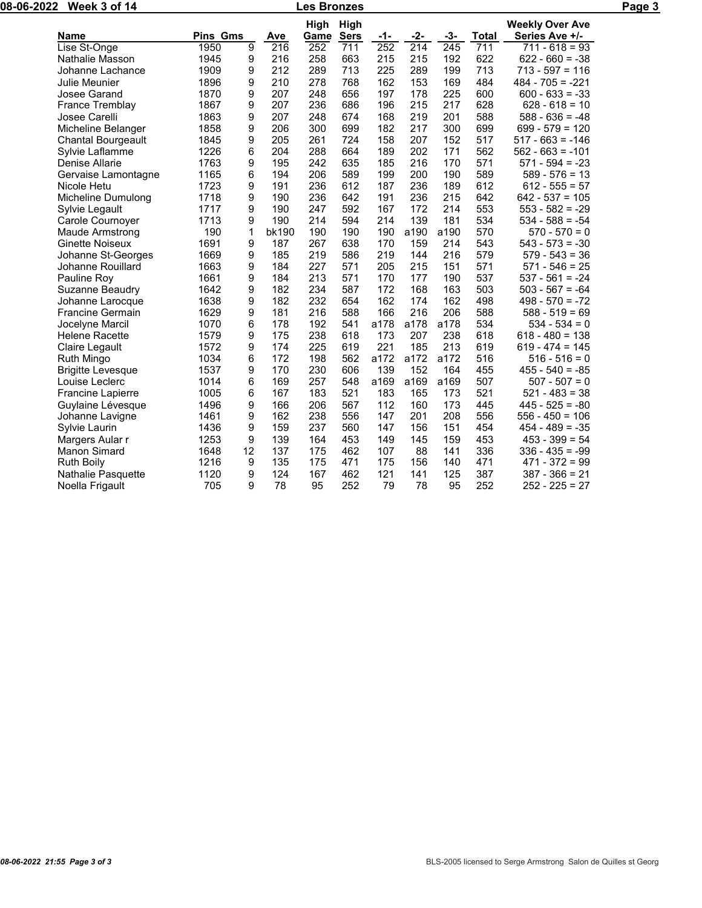| Name | Pins | Gms | Ave | High Game | High Sers | -1- | -2- | -3- | Total | Weekly Over Ave Series Ave +/- |
|---|---|---|---|---|---|---|---|---|---|---|
| Lise St-Onge | 1950 | 9 | 216 | 252 | 711 | 252 | 214 | 245 | 711 | 711 - 618 = 93 |
| Nathalie Masson | 1945 | 9 | 216 | 258 | 663 | 215 | 215 | 192 | 622 | 622 - 660 = -38 |
| Johanne Lachance | 1909 | 9 | 212 | 289 | 713 | 225 | 289 | 199 | 713 | 713 - 597 = 116 |
| Julie Meunier | 1896 | 9 | 210 | 278 | 768 | 162 | 153 | 169 | 484 | 484 - 705 = -221 |
| Josee Garand | 1870 | 9 | 207 | 248 | 656 | 197 | 178 | 225 | 600 | 600 - 633 = -33 |
| France Tremblay | 1867 | 9 | 207 | 236 | 686 | 196 | 215 | 217 | 628 | 628 - 618 = 10 |
| Josee Carelli | 1863 | 9 | 207 | 248 | 674 | 168 | 219 | 201 | 588 | 588 - 636 = -48 |
| Micheline Belanger | 1858 | 9 | 206 | 300 | 699 | 182 | 217 | 300 | 699 | 699 - 579 = 120 |
| Chantal Bourgeault | 1845 | 9 | 205 | 261 | 724 | 158 | 207 | 152 | 517 | 517 - 663 = -146 |
| Sylvie Laflamme | 1226 | 6 | 204 | 288 | 664 | 189 | 202 | 171 | 562 | 562 - 663 = -101 |
| Denise Allarie | 1763 | 9 | 195 | 242 | 635 | 185 | 216 | 170 | 571 | 571 - 594 = -23 |
| Gervaise Lamontagne | 1165 | 6 | 194 | 206 | 589 | 199 | 200 | 190 | 589 | 589 - 576 = 13 |
| Nicole Hetu | 1723 | 9 | 191 | 236 | 612 | 187 | 236 | 189 | 612 | 612 - 555 = 57 |
| Micheline Dumulong | 1718 | 9 | 190 | 236 | 642 | 191 | 236 | 215 | 642 | 642 - 537 = 105 |
| Sylvie Legault | 1717 | 9 | 190 | 247 | 592 | 167 | 172 | 214 | 553 | 553 - 582 = -29 |
| Carole Cournoyer | 1713 | 9 | 190 | 214 | 594 | 214 | 139 | 181 | 534 | 534 - 588 = -54 |
| Maude Armstrong | 190 | 1 | bk190 | 190 | 190 | 190 | a190 | a190 | 570 | 570 - 570 = 0 |
| Ginette Noiseux | 1691 | 9 | 187 | 267 | 638 | 170 | 159 | 214 | 543 | 543 - 573 = -30 |
| Johanne St-Georges | 1669 | 9 | 185 | 219 | 586 | 219 | 144 | 216 | 579 | 579 - 543 = 36 |
| Johanne Rouillard | 1663 | 9 | 184 | 227 | 571 | 205 | 215 | 151 | 571 | 571 - 546 = 25 |
| Pauline Roy | 1661 | 9 | 184 | 213 | 571 | 170 | 177 | 190 | 537 | 537 - 561 = -24 |
| Suzanne Beaudry | 1642 | 9 | 182 | 234 | 587 | 172 | 168 | 163 | 503 | 503 - 567 = -64 |
| Johanne Larocque | 1638 | 9 | 182 | 232 | 654 | 162 | 174 | 162 | 498 | 498 - 570 = -72 |
| Francine Germain | 1629 | 9 | 181 | 216 | 588 | 166 | 216 | 206 | 588 | 588 - 519 = 69 |
| Jocelyne Marcil | 1070 | 6 | 178 | 192 | 541 | a178 | a178 | a178 | 534 | 534 - 534 = 0 |
| Helene Racette | 1579 | 9 | 175 | 238 | 618 | 173 | 207 | 238 | 618 | 618 - 480 = 138 |
| Claire Legault | 1572 | 9 | 174 | 225 | 619 | 221 | 185 | 213 | 619 | 619 - 474 = 145 |
| Ruth Mingo | 1034 | 6 | 172 | 198 | 562 | a172 | a172 | a172 | 516 | 516 - 516 = 0 |
| Brigitte Levesque | 1537 | 9 | 170 | 230 | 606 | 139 | 152 | 164 | 455 | 455 - 540 = -85 |
| Louise Leclerc | 1014 | 6 | 169 | 257 | 548 | a169 | a169 | a169 | 507 | 507 - 507 = 0 |
| Francine Lapierre | 1005 | 6 | 167 | 183 | 521 | 183 | 165 | 173 | 521 | 521 - 483 = 38 |
| Guylaine Lévesque | 1496 | 9 | 166 | 206 | 567 | 112 | 160 | 173 | 445 | 445 - 525 = -80 |
| Johanne Lavigne | 1461 | 9 | 162 | 238 | 556 | 147 | 201 | 208 | 556 | 556 - 450 = 106 |
| Sylvie Laurin | 1436 | 9 | 159 | 237 | 560 | 147 | 156 | 151 | 454 | 454 - 489 = -35 |
| Margers Aular r | 1253 | 9 | 139 | 164 | 453 | 149 | 145 | 159 | 453 | 453 - 399 = 54 |
| Manon Simard | 1648 | 12 | 137 | 175 | 462 | 107 | 88 | 141 | 336 | 336 - 435 = -99 |
| Ruth Boily | 1216 | 9 | 135 | 175 | 471 | 175 | 156 | 140 | 471 | 471 - 372 = 99 |
| Nathalie Pasquette | 1120 | 9 | 124 | 167 | 462 | 121 | 141 | 125 | 387 | 387 - 366 = 21 |
| Noella Frigault | 705 | 9 | 78 | 95 | 252 | 79 | 78 | 95 | 252 | 252 - 225 = 27 |